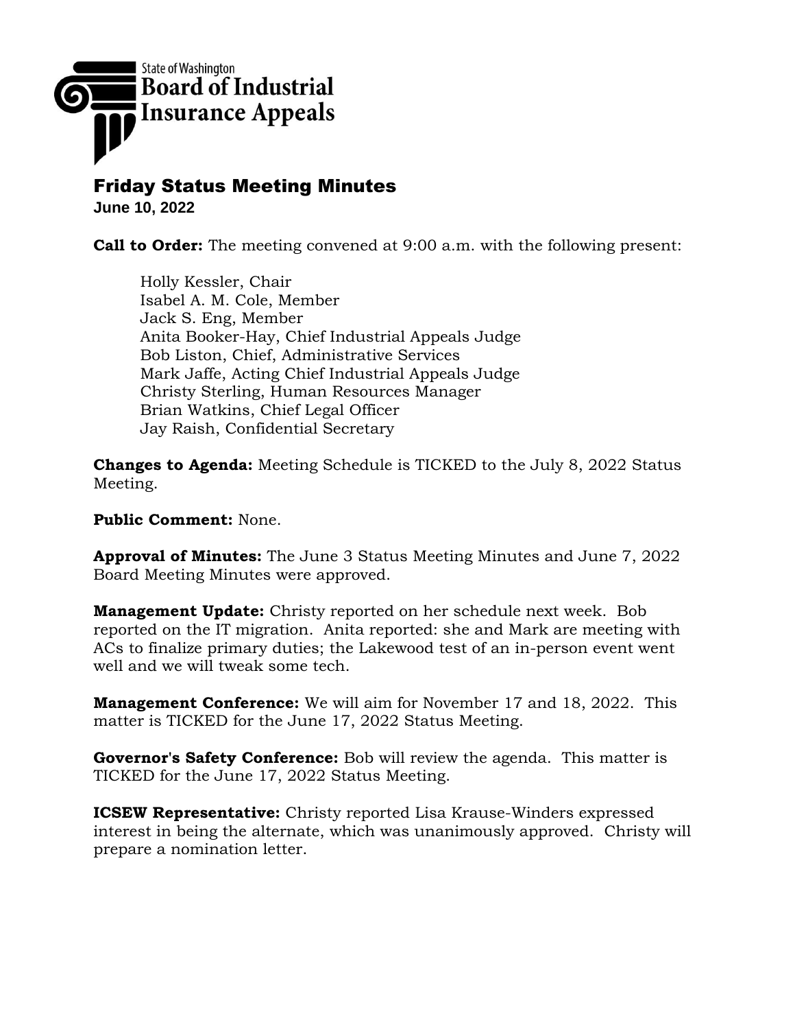State of Washington
**Board of Industrial Insurance Appeals**

# Friday Status Meeting Minutes

**June 10, 2022**

**Call to Order:** The meeting convened at 9:00 a.m. with the following present:

Holly Kessler, Chair
Isabel A. M. Cole, Member
Jack S. Eng, Member
Anita Booker-Hay, Chief Industrial Appeals Judge
Bob Liston, Chief, Administrative Services
Mark Jaffe, Acting Chief Industrial Appeals Judge
Christy Sterling, Human Resources Manager
Brian Watkins, Chief Legal Officer
Jay Raish, Confidential Secretary

**Changes to Agenda:** Meeting Schedule is TICKED to the July 8, 2022 Status Meeting.

**Public Comment:** None.

**Approval of Minutes:** The June 3 Status Meeting Minutes and June 7, 2022 Board Meeting Minutes were approved.

**Management Update:** Christy reported on her schedule next week. Bob reported on the IT migration. Anita reported: she and Mark are meeting with ACs to finalize primary duties; the Lakewood test of an in-person event went well and we will tweak some tech.

**Management Conference:** We will aim for November 17 and 18, 2022. This matter is TICKED for the June 17, 2022 Status Meeting.

**Governor's Safety Conference:** Bob will review the agenda. This matter is TICKED for the June 17, 2022 Status Meeting.

**ICSEW Representative:** Christy reported Lisa Krause-Winders expressed interest in being the alternate, which was unanimously approved. Christy will prepare a nomination letter.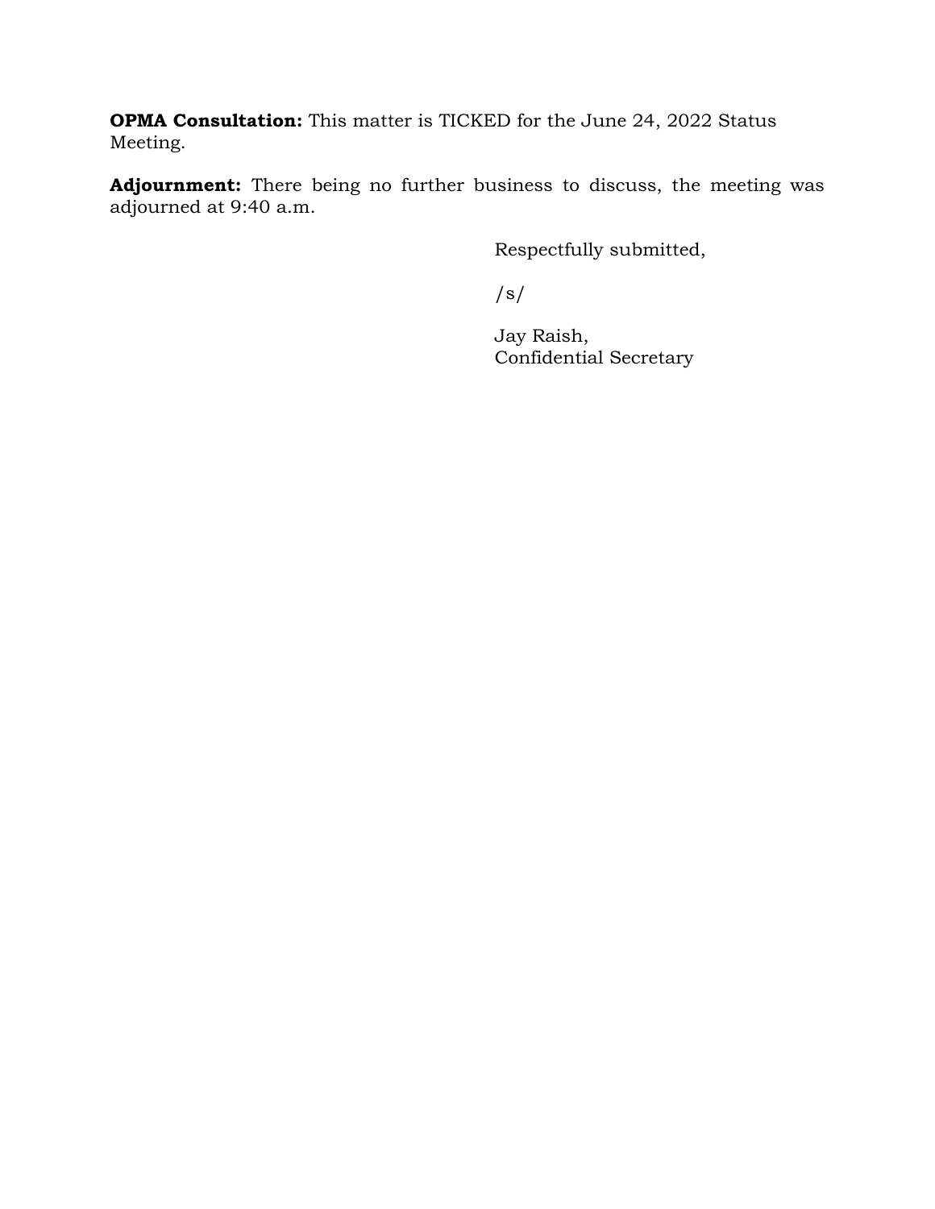**OPMA Consultation:** This matter is TICKED for the June 24, 2022 Status Meeting.

**Adjournment:** There being no further business to discuss, the meeting was adjourned at 9:40 a.m.

Respectfully submitted,

/s/

Jay Raish,  
Confidential Secretary